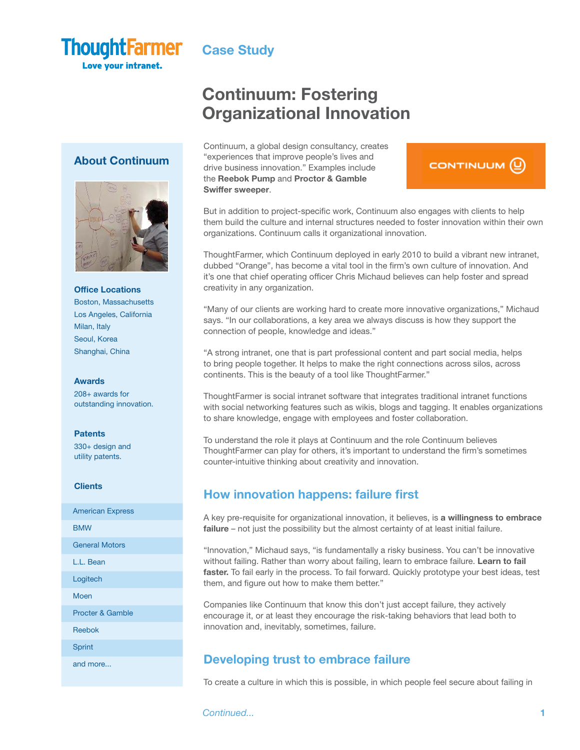ThoughtFarmer
Love your intranet.

Case Study

# Continuum: Fostering Organizational Innovation

Continuum, a global design consultancy, creates "experiences that improve people's lives and drive business innovation." Examples include the **Reebok Pump** and **Proctor & Gamble Swiffer sweeper**.

But in addition to project-specific work, Continuum also engages with clients to help them build the culture and internal structures needed to foster innovation within their own organizations. Continuum calls it organizational innovation.

ThoughtFarmer, which Continuum deployed in early 2010 to build a vibrant new intranet, dubbed "Orange", has become a vital tool in the firm's own culture of innovation. And it's one that chief operating officer Chris Michaud believes can help foster and spread creativity in any organization.

"Many of our clients are working hard to create more innovative organizations," Michaud says. "In our collaborations, a key area we always discuss is how they support the connection of people, knowledge and ideas."

"A strong intranet, one that is part professional content and part social media, helps to bring people together. It helps to make the right connections across silos, across continents. This is the beauty of a tool like ThoughtFarmer."

ThoughtFarmer is social intranet software that integrates traditional intranet functions with social networking features such as wikis, blogs and tagging. It enables organizations to share knowledge, engage with employees and foster collaboration.

To understand the role it plays at Continuum and the role Continuum believes ThoughtFarmer can play for others, it's important to understand the firm's sometimes counter-intuitive thinking about creativity and innovation.

## How innovation happens: failure first

A key pre-requisite for organizational innovation, it believes, is **a willingness to embrace failure** – not just the possibility but the almost certainty of at least initial failure.

"Innovation," Michaud says, "is fundamentally a risky business. You can't be innovative without failing. Rather than worry about failing, learn to embrace failure. **Learn to fail faster.** To fail early in the process. To fail forward. Quickly prototype your best ideas, test them, and figure out how to make them better."

Companies like Continuum that know this don't just accept failure, they actively encourage it, or at least they encourage the risk-taking behaviors that lead both to innovation and, inevitably, sometimes, failure.

## Developing trust to embrace failure

To create a culture in which this is possible, in which people feel secure about failing in

*Continued...*

## About Continuum

**Office Locations**

Boston, Massachusetts
Los Angeles, California
Milan, Italy
Seoul, Korea
Shanghai, China

**Awards**

208+ awards for outstanding innovation.

**Patents**

330+ design and utility patents.

**Clients**

- American Express
- BMW
- General Motors
- L.L. Bean
- Logitech
- Moen
- Procter & Gamble
- Reebok
- Sprint
- and more...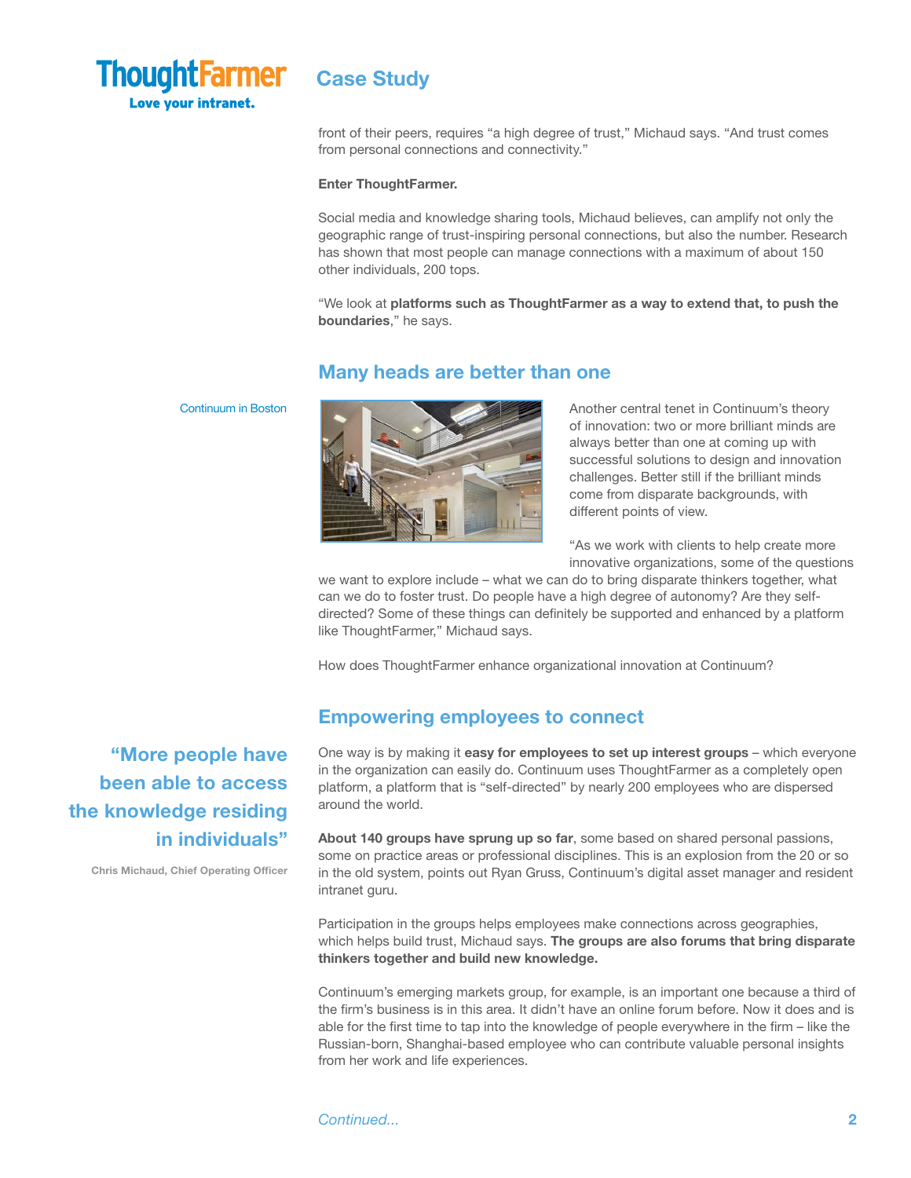front of their peers, requires "a high degree of trust," Michaud says. "And trust comes from personal connections and connectivity."

**Enter ThoughtFarmer.**

Social media and knowledge sharing tools, Michaud believes, can amplify not only the geographic range of trust-inspiring personal connections, but also the number. Research has shown that most people can manage connections with a maximum of about 150 other individuals, 200 tops.

"We look at **platforms such as ThoughtFarmer as a way to extend that, to push the boundaries**," he says.

## Many heads are better than one

Continuum in Boston

Another central tenet in Continuum's theory of innovation: two or more brilliant minds are always better than one at coming up with successful solutions to design and innovation challenges. Better still if the brilliant minds come from disparate backgrounds, with different points of view.

"As we work with clients to help create more innovative organizations, some of the questions we want to explore include – what we can do to bring disparate thinkers together, what can we do to foster trust. Do people have a high degree of autonomy? Are they self-directed? Some of these things can definitely be supported and enhanced by a platform like ThoughtFarmer," Michaud says.

How does ThoughtFarmer enhance organizational innovation at Continuum?

## Empowering employees to connect

> **"More people have been able to access the knowledge residing in individuals"**
>
> Chris Michaud, Chief Operating Officer

One way is by making it **easy for employees to set up interest groups** – which everyone in the organization can easily do. Continuum uses ThoughtFarmer as a completely open platform, a platform that is "self-directed" by nearly 200 employees who are dispersed around the world.

**About 140 groups have sprung up so far**, some based on shared personal passions, some on practice areas or professional disciplines. This is an explosion from the 20 or so in the old system, points out Ryan Gruss, Continuum's digital asset manager and resident intranet guru.

Participation in the groups helps employees make connections across geographies, which helps build trust, Michaud says. **The groups are also forums that bring disparate thinkers together and build new knowledge.**

Continuum's emerging markets group, for example, is an important one because a third of the firm's business is in this area. It didn't have an online forum before. Now it does and is able for the first time to tap into the knowledge of people everywhere in the firm – like the Russian-born, Shanghai-based employee who can contribute valuable personal insights from her work and life experiences.

*Continued...*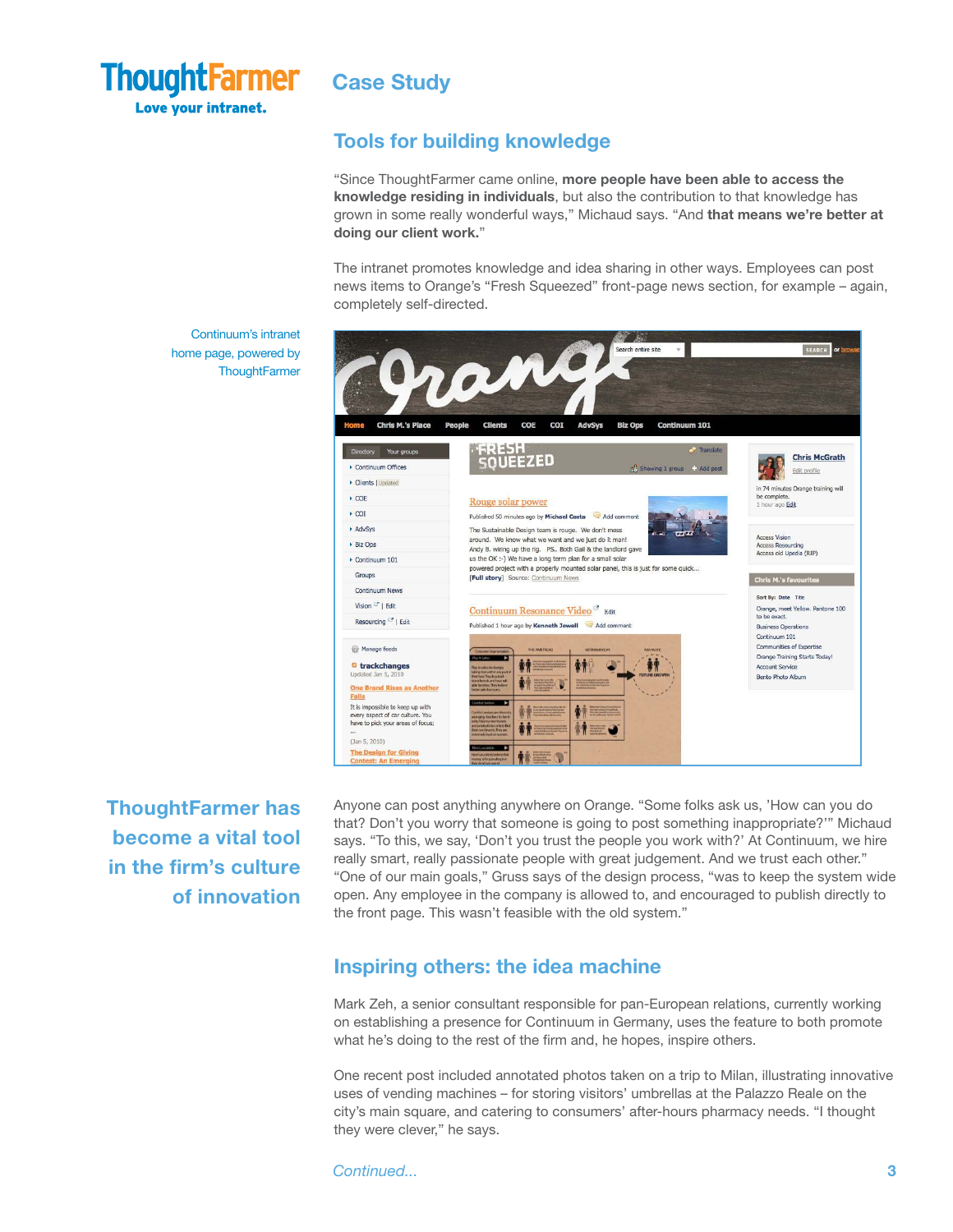# Case Study

## Tools for building knowledge

"Since ThoughtFarmer came online, **more people have been able to access the knowledge residing in individuals**, but also the contribution to that knowledge has grown in some really wonderful ways," Michaud says. "And **that means we're better at doing our client work.**"

The intranet promotes knowledge and idea sharing in other ways. Employees can post news items to Orange's "Fresh Squeezed" front-page news section, for example – again, completely self-directed.

Continuum's intranet home page, powered by ThoughtFarmer

**ThoughtFarmer has become a vital tool in the firm's culture of innovation**

Anyone can post anything anywhere on Orange. "Some folks ask us, 'How can you do that? Don't you worry that someone is going to post something inappropriate?'" Michaud says. "To this, we say, 'Don't you trust the people you work with?' At Continuum, we hire really smart, really passionate people with great judgement. And we trust each other." "One of our main goals," Gruss says of the design process, "was to keep the system wide open. Any employee in the company is allowed to, and encouraged to publish directly to the front page. This wasn't feasible with the old system."

## Inspiring others: the idea machine

Mark Zeh, a senior consultant responsible for pan-European relations, currently working on establishing a presence for Continuum in Germany, uses the feature to both promote what he's doing to the rest of the firm and, he hopes, inspire others.

One recent post included annotated photos taken on a trip to Milan, illustrating innovative uses of vending machines – for storing visitors' umbrellas at the Palazzo Reale on the city's main square, and catering to consumers' after-hours pharmacy needs. "I thought they were clever," he says.

*Continued...*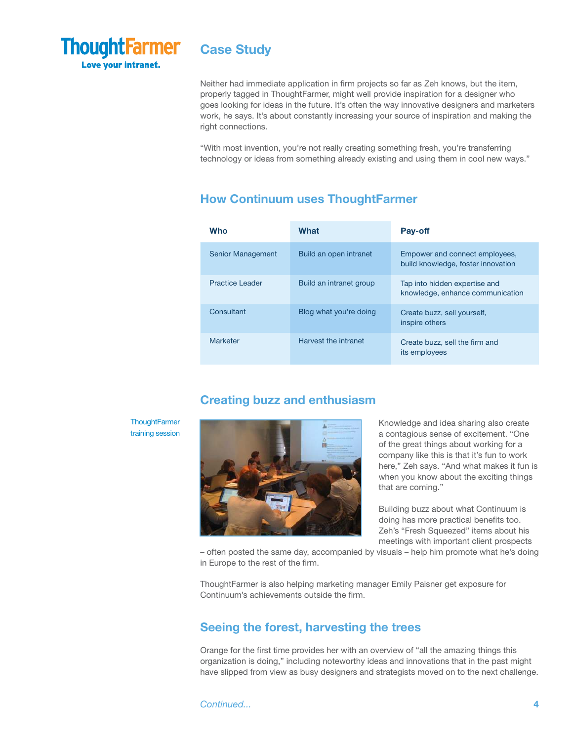## Case Study

Neither had immediate application in firm projects so far as Zeh knows, but the item, properly tagged in ThoughtFarmer, might well provide inspiration for a designer who goes looking for ideas in the future. It's often the way innovative designers and marketers work, he says. It's about constantly increasing your source of inspiration and making the right connections.

"With most invention, you're not really creating something fresh, you're transferring technology or ideas from something already existing and using them in cool new ways."

## How Continuum uses ThoughtFarmer

| Who | What | Pay-off |
| --- | --- | --- |
| Senior Management | Build an open intranet | Empower and connect employees, build knowledge, foster innovation |
| Practice Leader | Build an intranet group | Tap into hidden expertise and knowledge, enhance communication |
| Consultant | Blog what you're doing | Create buzz, sell yourself, inspire others |
| Marketer | Harvest the intranet | Create buzz, sell the firm and its employees |

## Creating buzz and enthusiasm

ThoughtFarmer training session

Knowledge and idea sharing also create a contagious sense of excitement. "One of the great things about working for a company like this is that it's fun to work here," Zeh says. "And what makes it fun is when you know about the exciting things that are coming."

Building buzz about what Continuum is doing has more practical benefits too. Zeh's "Fresh Squeezed" items about his meetings with important client prospects – often posted the same day, accompanied by visuals – help him promote what he's doing in Europe to the rest of the firm.

ThoughtFarmer is also helping marketing manager Emily Paisner get exposure for Continuum's achievements outside the firm.

## Seeing the forest, harvesting the trees

Orange for the first time provides her with an overview of "all the amazing things this organization is doing," including noteworthy ideas and innovations that in the past might have slipped from view as busy designers and strategists moved on to the next challenge.

*Continued...*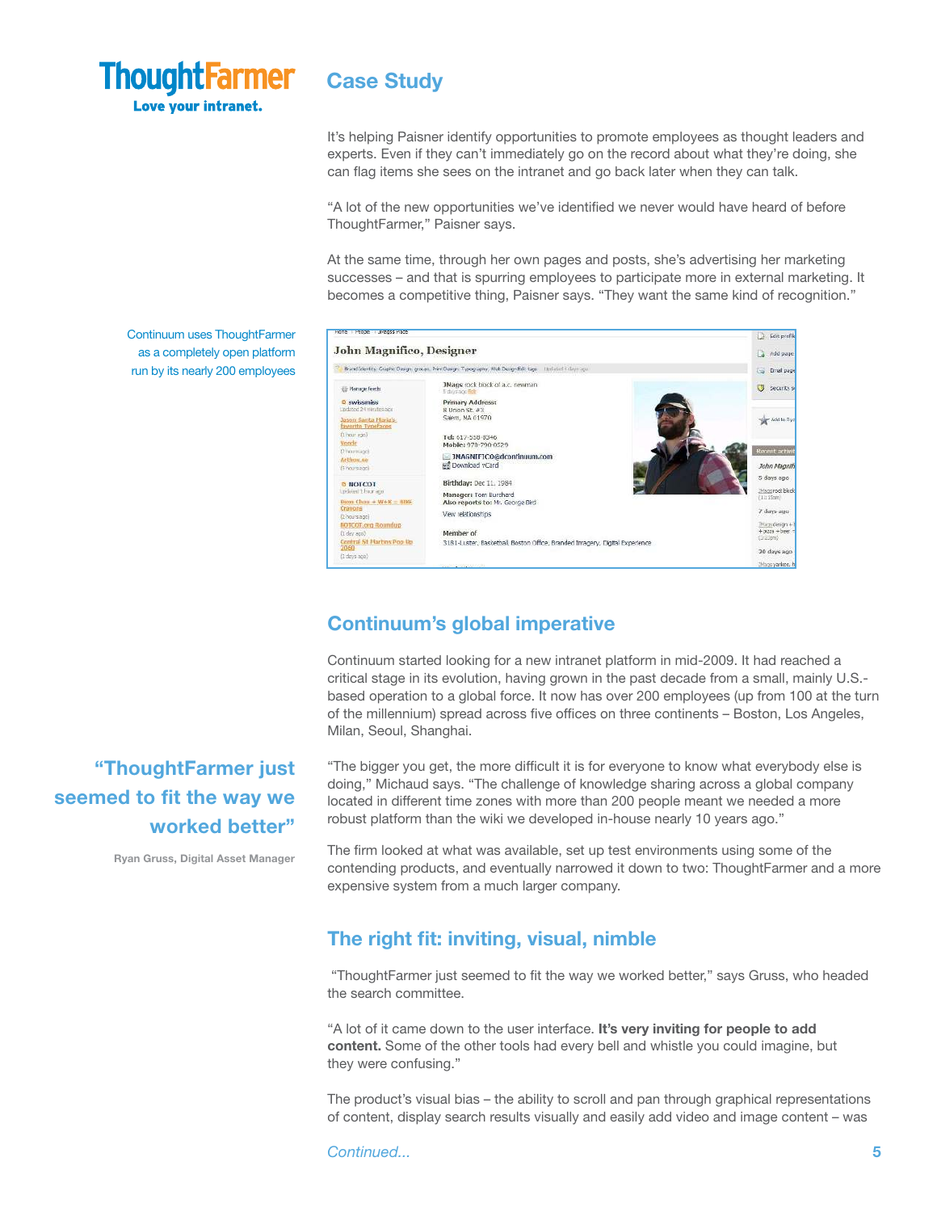ThoughtFarmer
Love your intranet.

## Case Study

It's helping Paisner identify opportunities to promote employees as thought leaders and experts. Even if they can't immediately go on the record about what they're doing, she can flag items she sees on the intranet and go back later when they can talk.

"A lot of the new opportunities we've identified we never would have heard of before ThoughtFarmer," Paisner says.

At the same time, through her own pages and posts, she's advertising her marketing successes – and that is spurring employees to participate more in external marketing. It becomes a competitive thing, Paisner says. "They want the same kind of recognition."

Continuum uses ThoughtFarmer as a completely open platform run by its nearly 200 employees

## Continuum's global imperative

Continuum started looking for a new intranet platform in mid-2009. It had reached a critical stage in its evolution, having grown in the past decade from a small, mainly U.S.-based operation to a global force. It now has over 200 employees (up from 100 at the turn of the millennium) spread across five offices on three continents – Boston, Los Angeles, Milan, Seoul, Shanghai.

**"ThoughtFarmer just seemed to fit the way we worked better"**

Ryan Gruss, Digital Asset Manager

"The bigger you get, the more difficult it is for everyone to know what everybody else is doing," Michaud says. "The challenge of knowledge sharing across a global company located in different time zones with more than 200 people meant we needed a more robust platform than the wiki we developed in-house nearly 10 years ago."

The firm looked at what was available, set up test environments using some of the contending products, and eventually narrowed it down to two: ThoughtFarmer and a more expensive system from a much larger company.

## The right fit: inviting, visual, nimble

"ThoughtFarmer just seemed to fit the way we worked better," says Gruss, who headed the search committee.

"A lot of it came down to the user interface. **It's very inviting for people to add content.** Some of the other tools had every bell and whistle you could imagine, but they were confusing."

The product's visual bias – the ability to scroll and pan through graphical representations of content, display search results visually and easily add video and image content – was

*Continued...*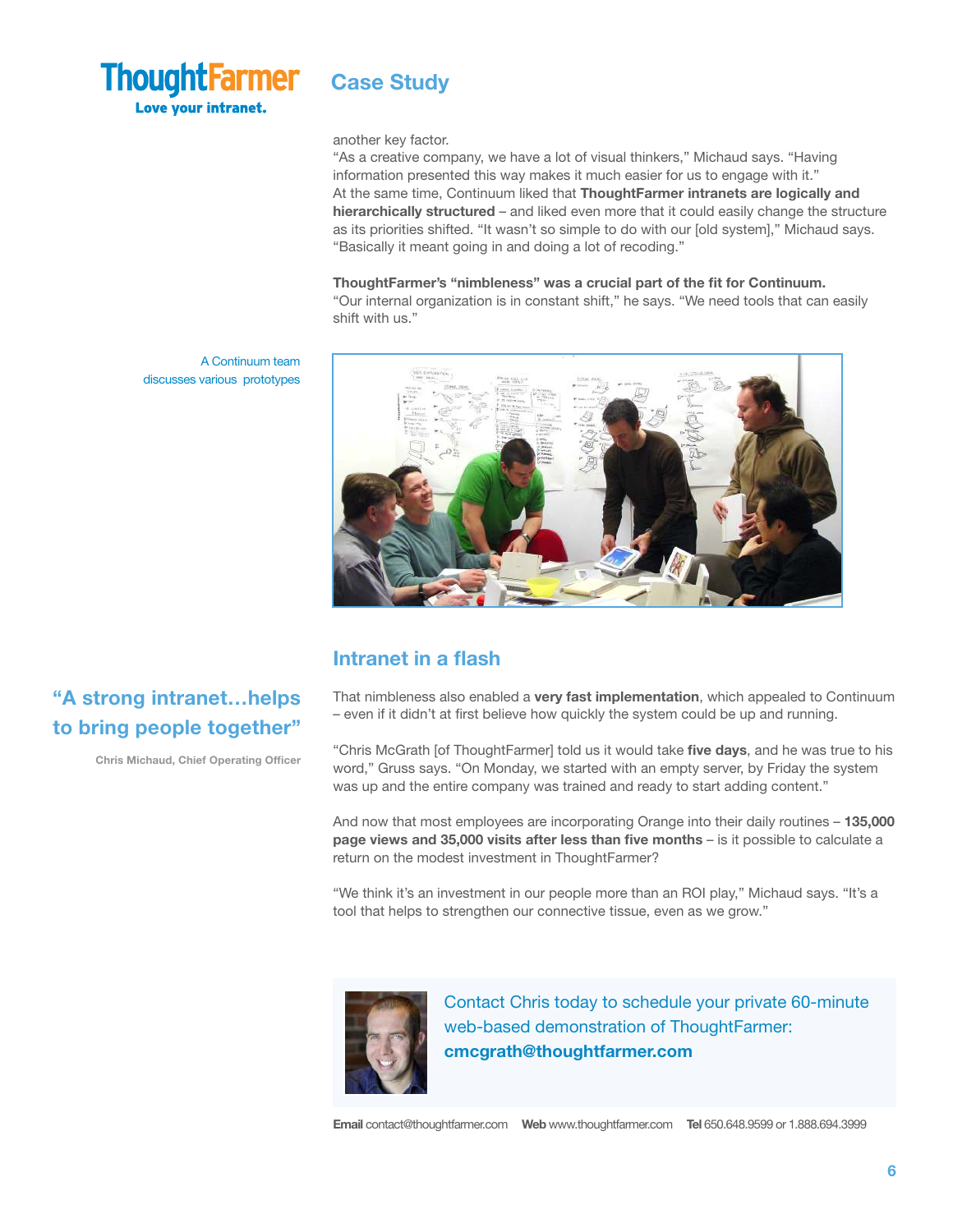another key factor.

"As a creative company, we have a lot of visual thinkers," Michaud says. "Having information presented this way makes it much easier for us to engage with it."

At the same time, Continuum liked that **ThoughtFarmer intranets are logically and hierarchically structured** – and liked even more that it could easily change the structure as its priorities shifted. "It wasn't so simple to do with our [old system]," Michaud says. "Basically it meant going in and doing a lot of recoding."

**ThoughtFarmer's "nimbleness" was a crucial part of the fit for Continuum.** "Our internal organization is in constant shift," he says. "We need tools that can easily shift with us."

A Continuum team discusses various prototypes

## Intranet in a flash

**"A strong intranet…helps to bring people together"**

Chris Michaud, Chief Operating Officer

That nimbleness also enabled a **very fast implementation**, which appealed to Continuum – even if it didn't at first believe how quickly the system could be up and running.

"Chris McGrath [of ThoughtFarmer] told us it would take **five days**, and he was true to his word," Gruss says. "On Monday, we started with an empty server, by Friday the system was up and the entire company was trained and ready to start adding content."

And now that most employees are incorporating Orange into their daily routines – **135,000 page views and 35,000 visits after less than five months** – is it possible to calculate a return on the modest investment in ThoughtFarmer?

"We think it's an investment in our people more than an ROI play," Michaud says. "It's a tool that helps to strengthen our connective tissue, even as we grow."

Contact Chris today to schedule your private 60-minute web-based demonstration of ThoughtFarmer: **cmcgrath@thoughtfarmer.com**

**Email** contact@thoughtfarmer.com **Web** www.thoughtfarmer.com **Tel** 650.648.9599 or 1.888.694.3999